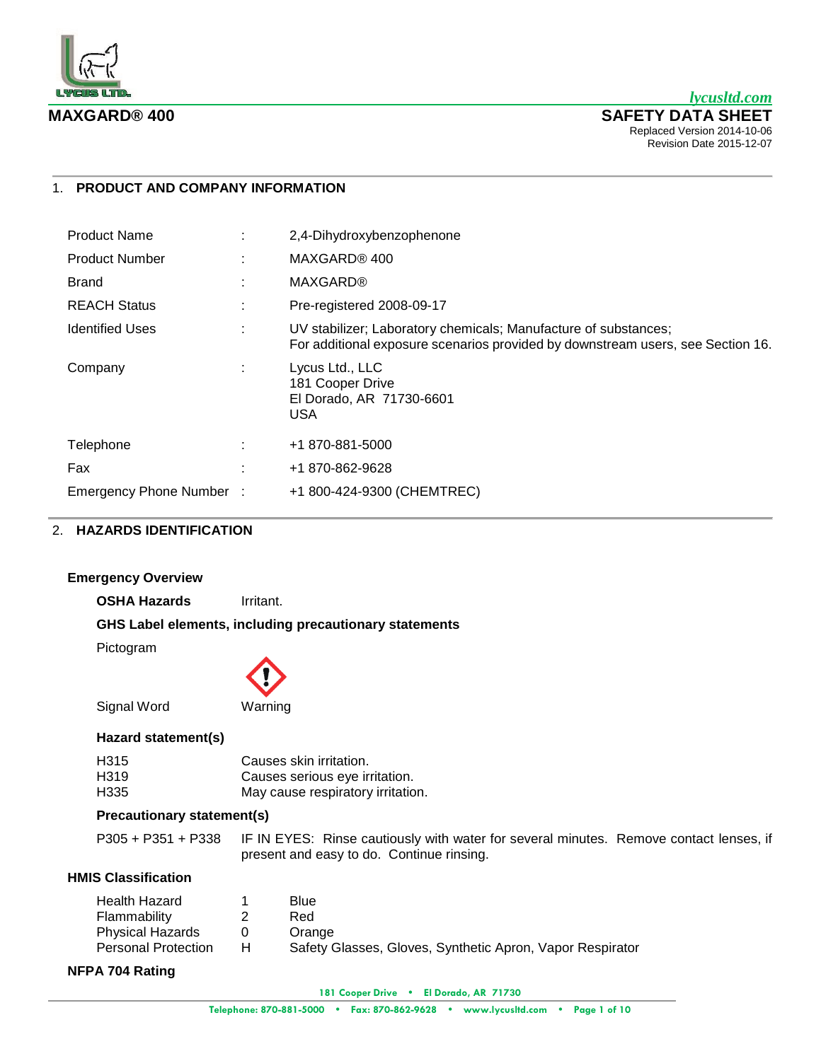# MAXGARD® 400

**SAFETY DATA SHEET**

Replaced Version 2014-10-06
Revision Date 2015-12-07

## 1. PRODUCT AND COMPANY INFORMATION

| | | |
|---|---|---|
| Product Name | : | 2,4-Dihydroxybenzophenone |
| Product Number | : | MAXGARD® 400 |
| Brand | : | MAXGARD® |
| REACH Status | : | Pre-registered 2008-09-17 |
| Identified Uses | : | UV stabilizer; Laboratory chemicals; Manufacture of substances; For additional exposure scenarios provided by downstream users, see Section 16. |
| Company | : | Lycus Ltd., LLC<br>181 Cooper Drive<br>El Dorado, AR 71730-6601<br>USA |
| Telephone | : | +1 870-881-5000 |
| Fax | : | +1 870-862-9628 |
| Emergency Phone Number | : | +1 800-424-9300 (CHEMTREC) |

## 2. HAZARDS IDENTIFICATION

### Emergency Overview

**OSHA Hazards** Irritant.

**GHS Label elements, including precautionary statements**

Pictogram

Signal Word Warning

**Hazard statement(s)**

| | |
|---|---|
| H315 | Causes skin irritation. |
| H319 | Causes serious eye irritation. |
| H335 | May cause respiratory irritation. |

**Precautionary statement(s)**

| | |
|---|---|
| P305 + P351 + P338 | IF IN EYES: Rinse cautiously with water for several minutes. Remove contact lenses, if present and easy to do. Continue rinsing. |

### HMIS Classification

| | | |
|---|---|---|
| Health Hazard | 1 | Blue |
| Flammability | 2 | Red |
| Physical Hazards | 0 | Orange |
| Personal Protection | H | Safety Glasses, Gloves, Synthetic Apron, Vapor Respirator |

### NFPA 704 Rating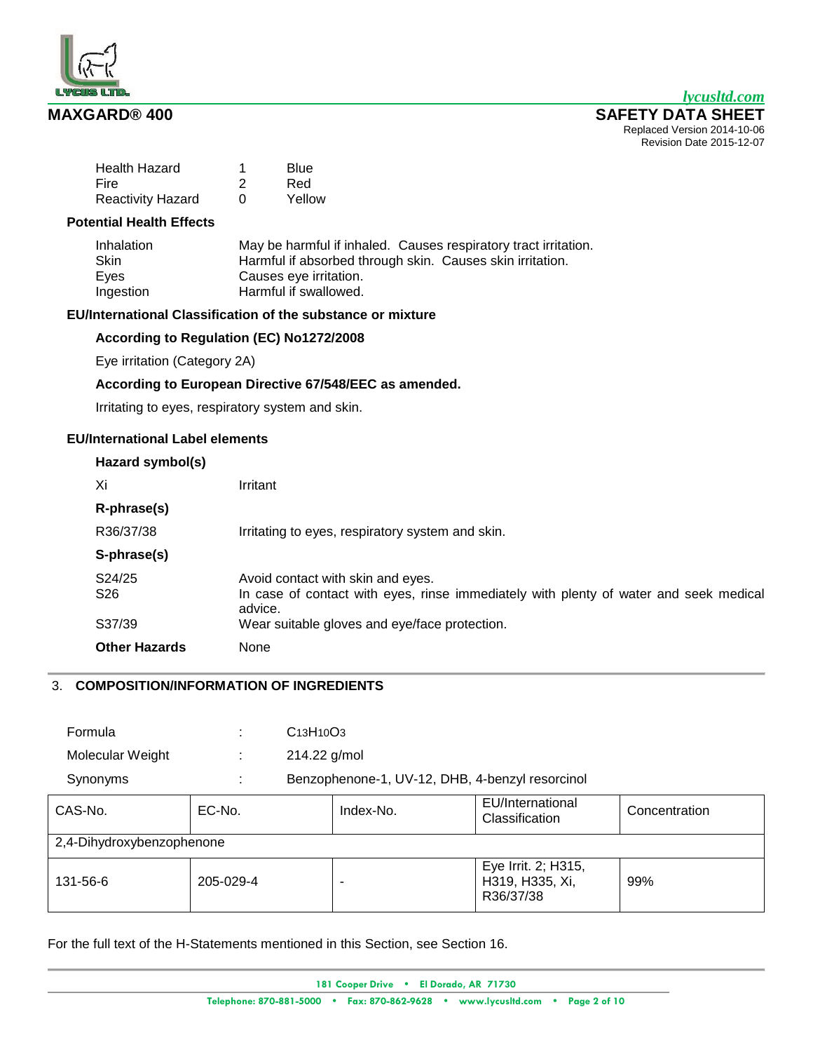| | | |
|---|---|---|
| Health Hazard | 1 | Blue |
| Fire | 2 | Red |
| Reactivity Hazard | 0 | Yellow |

### Potential Health Effects

| | |
|---|---|
| Inhalation | May be harmful if inhaled. Causes respiratory tract irritation. |
| Skin | Harmful if absorbed through skin. Causes skin irritation. |
| Eyes | Causes eye irritation. |
| Ingestion | Harmful if swallowed. |

### EU/International Classification of the substance or mixture

**According to Regulation (EC) No1272/2008**

Eye irritation (Category 2A)

**According to European Directive 67/548/EEC as amended.**

Irritating to eyes, respiratory system and skin.

### EU/International Label elements

**Hazard symbol(s)**

Xi Irritant

**R-phrase(s)**

R36/37/38 Irritating to eyes, respiratory system and skin.

**S-phrase(s)**

S24/25 Avoid contact with skin and eyes.

S26 In case of contact with eyes, rinse immediately with plenty of water and seek medical advice.

S37/39 Wear suitable gloves and eye/face protection.

**Other Hazards** None

## 3. COMPOSITION/INFORMATION OF INGREDIENTS

| | | |
|---|---|---|
| Formula | : | $C_{13}H_{10}O_3$ |
| Molecular Weight | : | 214.22 g/mol |
| Synonyms | : | Benzophenone-1, UV-12, DHB, 4-benzyl resorcinol |

| CAS-No. | EC-No. | Index-No. | EU/International Classification | Concentration |
|---|---|---|---|---|
| 2,4-Dihydroxybenzophenone | | | | |
| 131-56-6 | 205-029-4 | - | Eye Irrit. 2; H315, H319, H335, Xi, R36/37/38 | 99% |

For the full text of the H-Statements mentioned in this Section, see Section 16.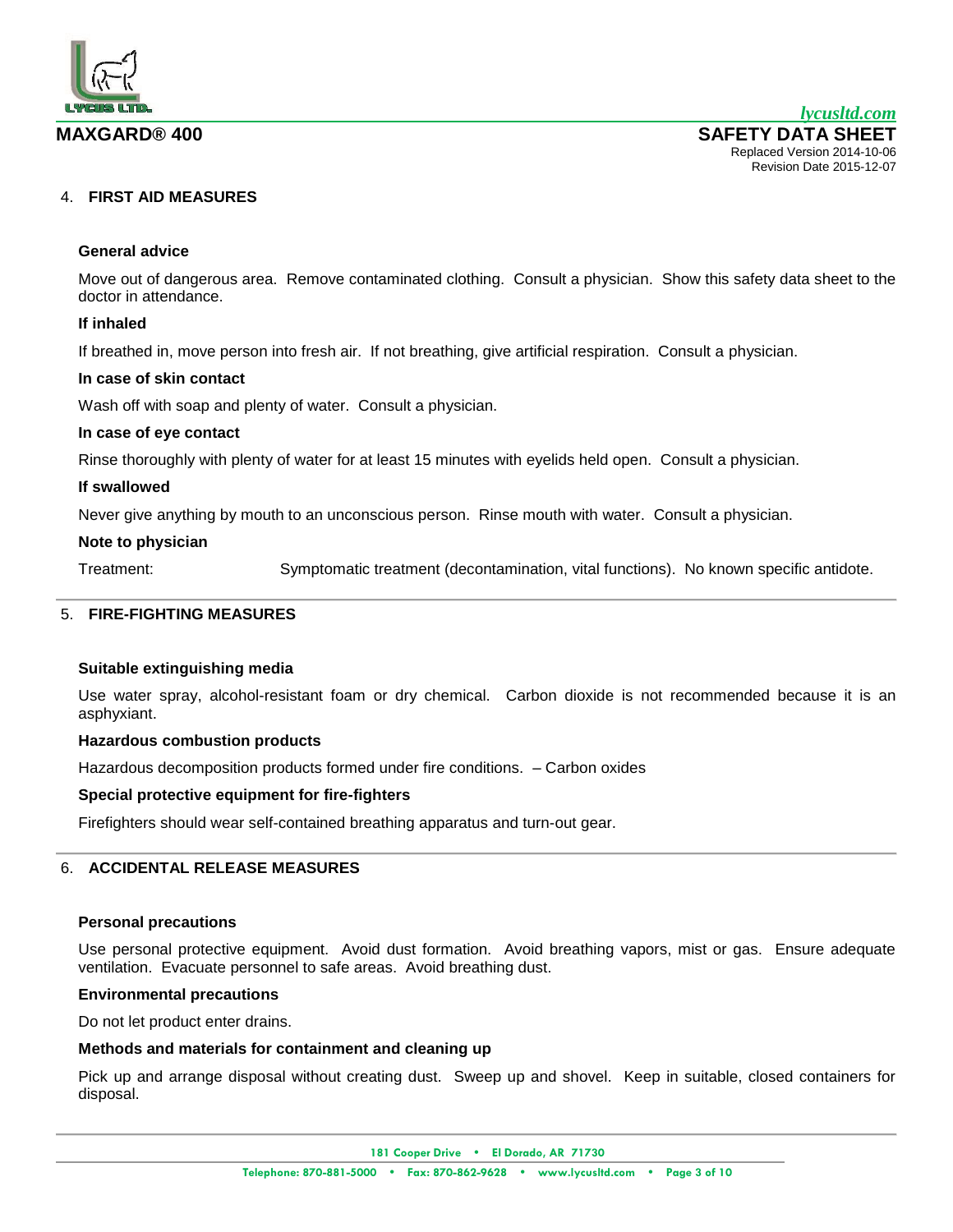## 4. FIRST AID MEASURES

### General advice

Move out of dangerous area. Remove contaminated clothing. Consult a physician. Show this safety data sheet to the doctor in attendance.

### If inhaled

If breathed in, move person into fresh air. If not breathing, give artificial respiration. Consult a physician.

### In case of skin contact

Wash off with soap and plenty of water. Consult a physician.

### In case of eye contact

Rinse thoroughly with plenty of water for at least 15 minutes with eyelids held open. Consult a physician.

### If swallowed

Never give anything by mouth to an unconscious person. Rinse mouth with water. Consult a physician.

### Note to physician

Treatment: Symptomatic treatment (decontamination, vital functions). No known specific antidote.

## 5. FIRE-FIGHTING MEASURES

### Suitable extinguishing media

Use water spray, alcohol-resistant foam or dry chemical. Carbon dioxide is not recommended because it is an asphyxiant.

### Hazardous combustion products

Hazardous decomposition products formed under fire conditions. – Carbon oxides

### Special protective equipment for fire-fighters

Firefighters should wear self-contained breathing apparatus and turn-out gear.

## 6. ACCIDENTAL RELEASE MEASURES

### Personal precautions

Use personal protective equipment. Avoid dust formation. Avoid breathing vapors, mist or gas. Ensure adequate ventilation. Evacuate personnel to safe areas. Avoid breathing dust.

### Environmental precautions

Do not let product enter drains.

### Methods and materials for containment and cleaning up

Pick up and arrange disposal without creating dust. Sweep up and shovel. Keep in suitable, closed containers for disposal.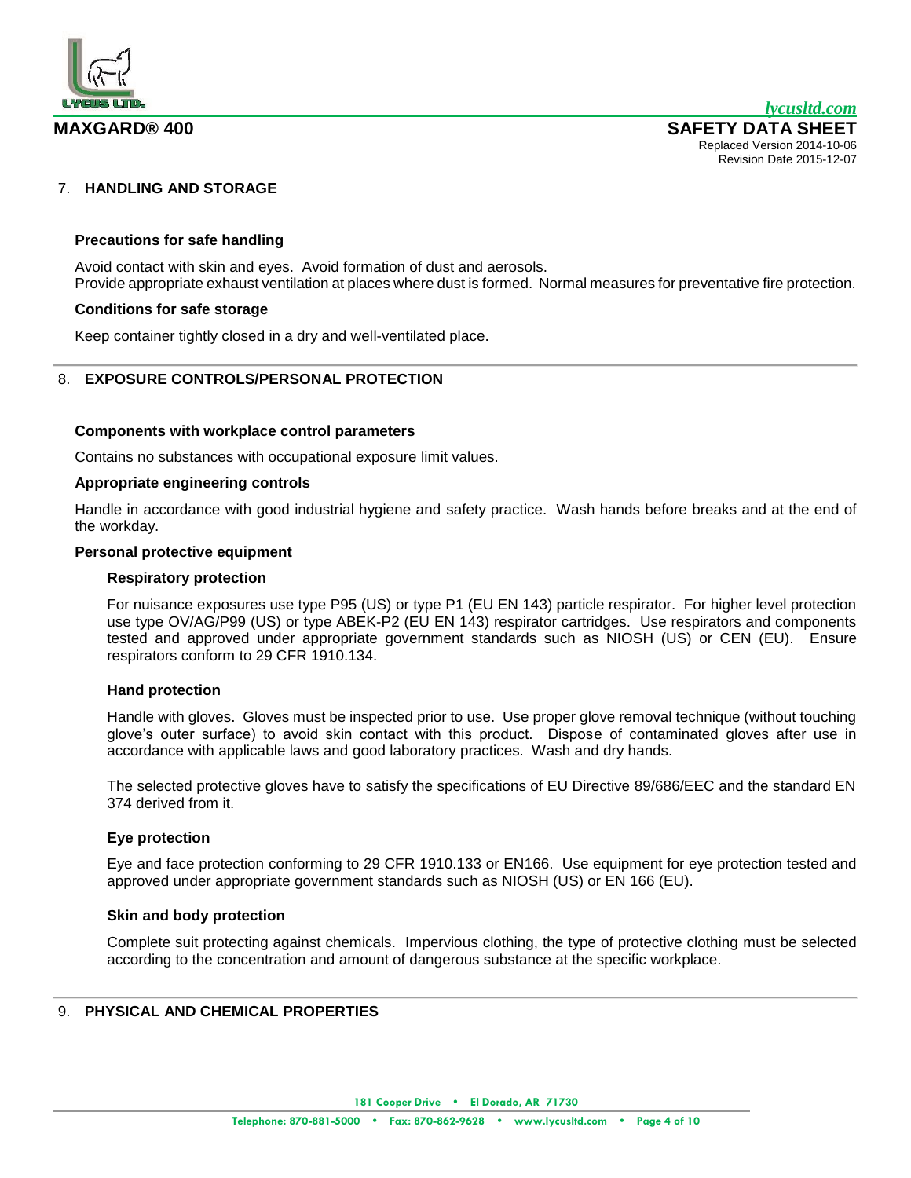## 7. HANDLING AND STORAGE

### Precautions for safe handling

Avoid contact with skin and eyes. Avoid formation of dust and aerosols.
Provide appropriate exhaust ventilation at places where dust is formed. Normal measures for preventative fire protection.

### Conditions for safe storage

Keep container tightly closed in a dry and well-ventilated place.

## 8. EXPOSURE CONTROLS/PERSONAL PROTECTION

### Components with workplace control parameters

Contains no substances with occupational exposure limit values.

### Appropriate engineering controls

Handle in accordance with good industrial hygiene and safety practice. Wash hands before breaks and at the end of the workday.

### Personal protective equipment

#### Respiratory protection

For nuisance exposures use type P95 (US) or type P1 (EU EN 143) particle respirator. For higher level protection use type OV/AG/P99 (US) or type ABEK-P2 (EU EN 143) respirator cartridges. Use respirators and components tested and approved under appropriate government standards such as NIOSH (US) or CEN (EU). Ensure respirators conform to 29 CFR 1910.134.

#### Hand protection

Handle with gloves. Gloves must be inspected prior to use. Use proper glove removal technique (without touching glove's outer surface) to avoid skin contact with this product. Dispose of contaminated gloves after use in accordance with applicable laws and good laboratory practices. Wash and dry hands.

The selected protective gloves have to satisfy the specifications of EU Directive 89/686/EEC and the standard EN 374 derived from it.

#### Eye protection

Eye and face protection conforming to 29 CFR 1910.133 or EN166. Use equipment for eye protection tested and approved under appropriate government standards such as NIOSH (US) or EN 166 (EU).

#### Skin and body protection

Complete suit protecting against chemicals. Impervious clothing, the type of protective clothing must be selected according to the concentration and amount of dangerous substance at the specific workplace.

## 9. PHYSICAL AND CHEMICAL PROPERTIES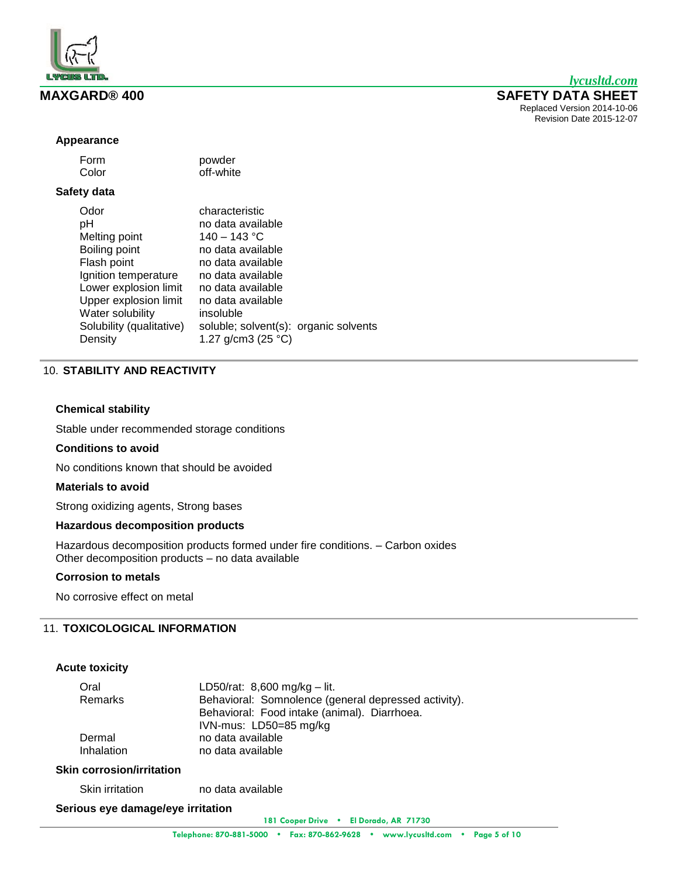### Appearance

| | |
|---|---|
| Form | powder |
| Color | off-white |

### Safety data

| | |
|---|---|
| Odor | characteristic |
| pH | no data available |
| Melting point | 140 – 143 °C |
| Boiling point | no data available |
| Flash point | no data available |
| Ignition temperature | no data available |
| Lower explosion limit | no data available |
| Upper explosion limit | no data available |
| Water solubility | insoluble |
| Solubility (qualitative) | soluble; solvent(s): organic solvents |
| Density | 1.27 g/cm3 (25 °C) |

## 10. STABILITY AND REACTIVITY

### Chemical stability

Stable under recommended storage conditions

### Conditions to avoid

No conditions known that should be avoided

### Materials to avoid

Strong oxidizing agents, Strong bases

### Hazardous decomposition products

Hazardous decomposition products formed under fire conditions. – Carbon oxides
Other decomposition products – no data available

### Corrosion to metals

No corrosive effect on metal

## 11. TOXICOLOGICAL INFORMATION

### Acute toxicity

| | |
|---|---|
| Oral | LD50/rat: 8,600 mg/kg – lit. |
| Remarks | Behavioral: Somnolence (general depressed activity).<br>Behavioral: Food intake (animal). Diarrhoea.<br>IVN-mus: LD50=85 mg/kg |
| Dermal | no data available |
| Inhalation | no data available |

### Skin corrosion/irritation

| | |
|---|---|
| Skin irritation | no data available |

### Serious eye damage/eye irritation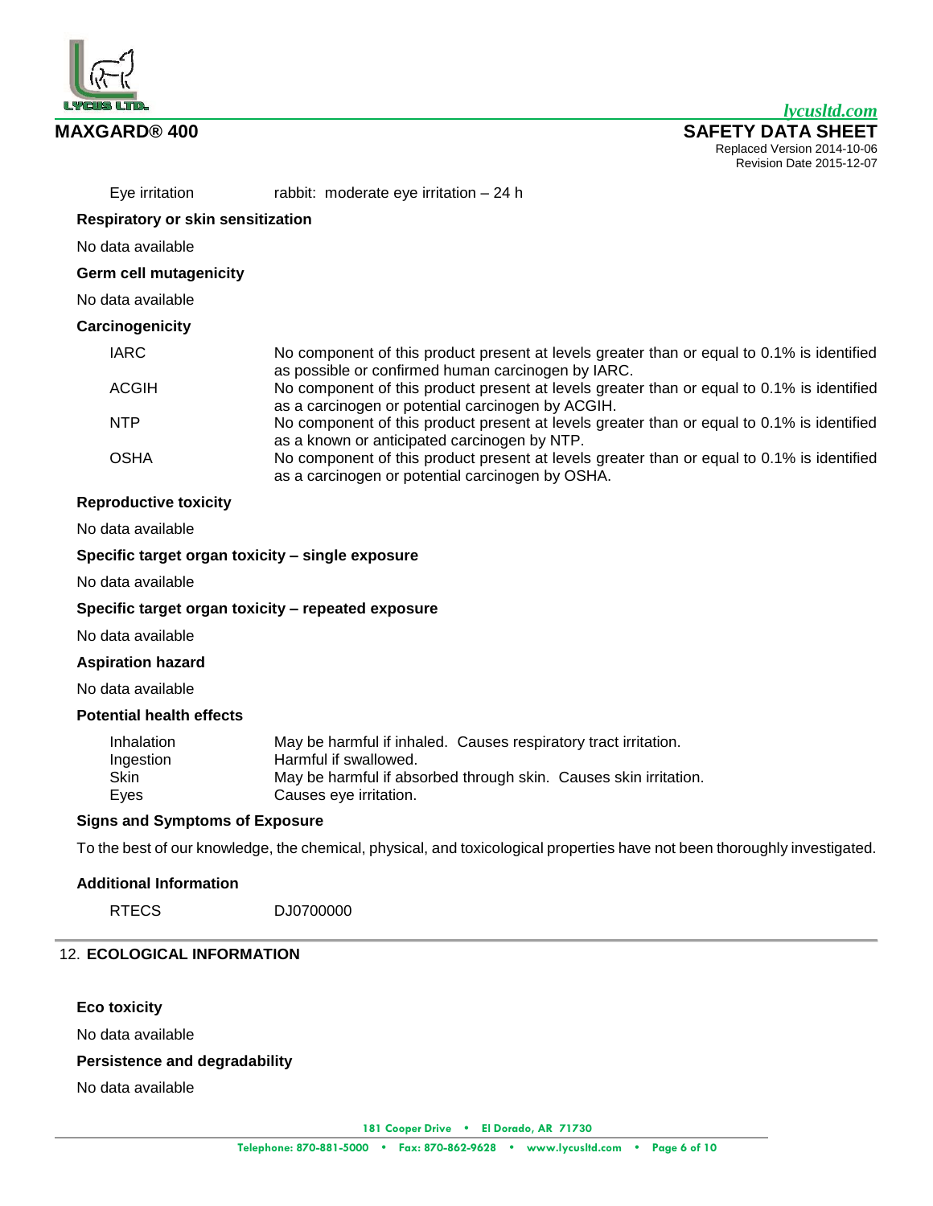| | |
|---|---|
| Eye irritation | rabbit: moderate eye irritation – 24 h |

**Respiratory or skin sensitization**

No data available

**Germ cell mutagenicity**

No data available

**Carcinogenicity**

| | |
|---|---|
| IARC | No component of this product present at levels greater than or equal to 0.1% is identified as possible or confirmed human carcinogen by IARC. |
| ACGIH | No component of this product present at levels greater than or equal to 0.1% is identified as a carcinogen or potential carcinogen by ACGIH. |
| NTP | No component of this product present at levels greater than or equal to 0.1% is identified as a known or anticipated carcinogen by NTP. |
| OSHA | No component of this product present at levels greater than or equal to 0.1% is identified as a carcinogen or potential carcinogen by OSHA. |

**Reproductive toxicity**

No data available

**Specific target organ toxicity – single exposure**

No data available

**Specific target organ toxicity – repeated exposure**

No data available

**Aspiration hazard**

No data available

**Potential health effects**

| | |
|---|---|
| Inhalation | May be harmful if inhaled. Causes respiratory tract irritation. |
| Ingestion | Harmful if swallowed. |
| Skin | May be harmful if absorbed through skin. Causes skin irritation. |
| Eyes | Causes eye irritation. |

**Signs and Symptoms of Exposure**

To the best of our knowledge, the chemical, physical, and toxicological properties have not been thoroughly investigated.

**Additional Information**

| | |
|---|---|
| RTECS | DJ0700000 |

## 12. ECOLOGICAL INFORMATION

**Eco toxicity**

No data available

**Persistence and degradability**

No data available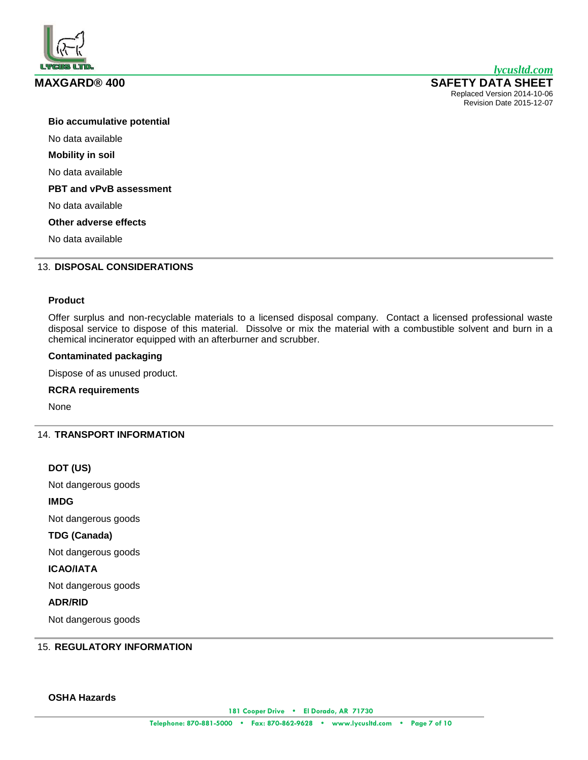**Bio accumulative potential**

No data available

**Mobility in soil**

No data available

**PBT and vPvB assessment**

No data available

**Other adverse effects**

No data available

## 13. DISPOSAL CONSIDERATIONS

**Product**

Offer surplus and non-recyclable materials to a licensed disposal company. Contact a licensed professional waste disposal service to dispose of this material. Dissolve or mix the material with a combustible solvent and burn in a chemical incinerator equipped with an afterburner and scrubber.

**Contaminated packaging**

Dispose of as unused product.

**RCRA requirements**

None

## 14. TRANSPORT INFORMATION

**DOT (US)**

Not dangerous goods

**IMDG**

Not dangerous goods

**TDG (Canada)**

Not dangerous goods

**ICAO/IATA**

Not dangerous goods

**ADR/RID**

Not dangerous goods

## 15. REGULATORY INFORMATION

**OSHA Hazards**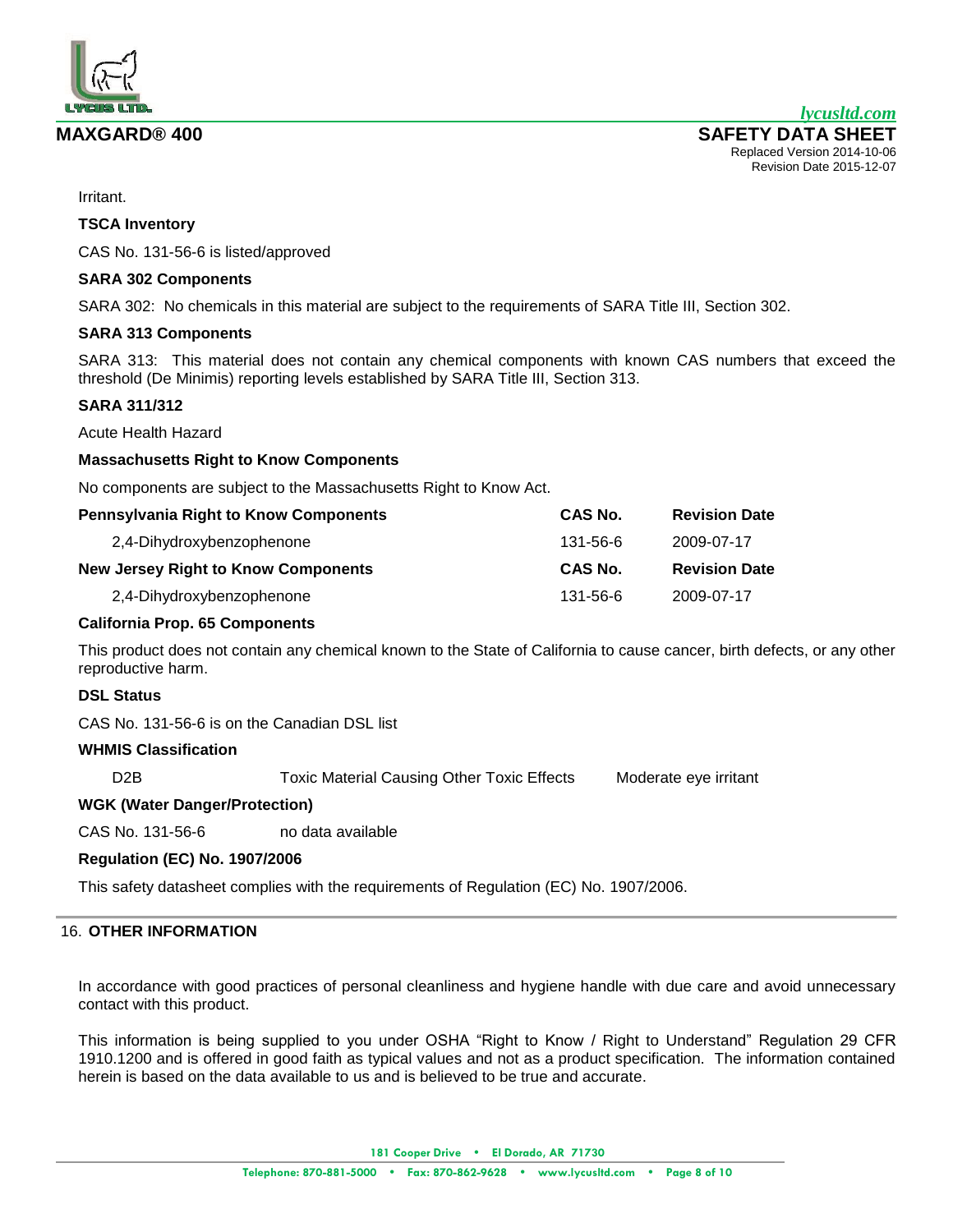Irritant.

**TSCA Inventory**

CAS No. 131-56-6 is listed/approved

**SARA 302 Components**

SARA 302: No chemicals in this material are subject to the requirements of SARA Title III, Section 302.

**SARA 313 Components**

SARA 313: This material does not contain any chemical components with known CAS numbers that exceed the threshold (De Minimis) reporting levels established by SARA Title III, Section 313.

**SARA 311/312**

Acute Health Hazard

**Massachusetts Right to Know Components**

No components are subject to the Massachusetts Right to Know Act.

| Pennsylvania Right to Know Components | CAS No. | Revision Date |
|---|---|---|
| 2,4-Dihydroxybenzophenone | 131-56-6 | 2009-07-17 |

| New Jersey Right to Know Components | CAS No. | Revision Date |
|---|---|---|
| 2,4-Dihydroxybenzophenone | 131-56-6 | 2009-07-17 |

**California Prop. 65 Components**

This product does not contain any chemical known to the State of California to cause cancer, birth defects, or any other reproductive harm.

**DSL Status**

CAS No. 131-56-6 is on the Canadian DSL list

**WHMIS Classification**

| | | |
|---|---|---|
| D2B | Toxic Material Causing Other Toxic Effects | Moderate eye irritant |

**WGK (Water Danger/Protection)**

CAS No. 131-56-6 no data available

**Regulation (EC) No. 1907/2006**

This safety datasheet complies with the requirements of Regulation (EC) No. 1907/2006.

## 16. OTHER INFORMATION

In accordance with good practices of personal cleanliness and hygiene handle with due care and avoid unnecessary contact with this product.

This information is being supplied to you under OSHA "Right to Know / Right to Understand" Regulation 29 CFR 1910.1200 and is offered in good faith as typical values and not as a product specification. The information contained herein is based on the data available to us and is believed to be true and accurate.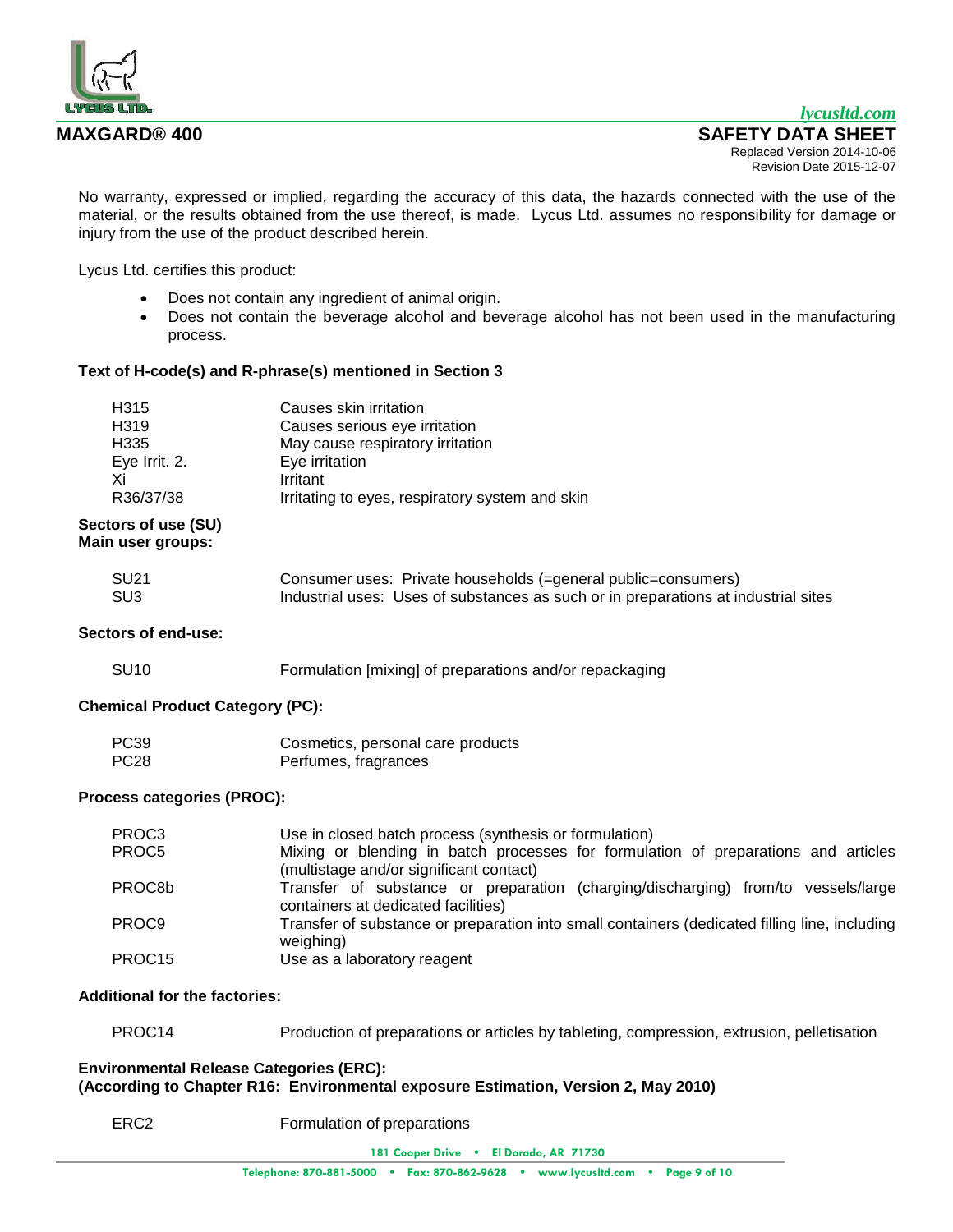No warranty, expressed or implied, regarding the accuracy of this data, the hazards connected with the use of the material, or the results obtained from the use thereof, is made. Lycus Ltd. assumes no responsibility for damage or injury from the use of the product described herein.

Lycus Ltd. certifies this product:

- Does not contain any ingredient of animal origin.
- Does not contain the beverage alcohol and beverage alcohol has not been used in the manufacturing process.

**Text of H-code(s) and R-phrase(s) mentioned in Section 3**

| | |
|---|---|
| H315 | Causes skin irritation |
| H319 | Causes serious eye irritation |
| H335 | May cause respiratory irritation |
| Eye Irrit. 2. | Eye irritation |
| Xi | Irritant |
| R36/37/38 | Irritating to eyes, respiratory system and skin |

**Sectors of use (SU)**
**Main user groups:**

| | |
|---|---|
| SU21 | Consumer uses: Private households (=general public=consumers) |
| SU3 | Industrial uses: Uses of substances as such or in preparations at industrial sites |

**Sectors of end-use:**

| | |
|---|---|
| SU10 | Formulation [mixing] of preparations and/or repackaging |

**Chemical Product Category (PC):**

| | |
|---|---|
| PC39 | Cosmetics, personal care products |
| PC28 | Perfumes, fragrances |

**Process categories (PROC):**

| | |
|---|---|
| PROC3 | Use in closed batch process (synthesis or formulation) |
| PROC5 | Mixing or blending in batch processes for formulation of preparations and articles (multistage and/or significant contact) |
| PROC8b | Transfer of substance or preparation (charging/discharging) from/to vessels/large containers at dedicated facilities) |
| PROC9 | Transfer of substance or preparation into small containers (dedicated filling line, including weighing) |
| PROC15 | Use as a laboratory reagent |

**Additional for the factories:**

| | |
|---|---|
| PROC14 | Production of preparations or articles by tableting, compression, extrusion, pelletisation |

**Environmental Release Categories (ERC):**
**(According to Chapter R16: Environmental exposure Estimation, Version 2, May 2010)**

| | |
|---|---|
| ERC2 | Formulation of preparations |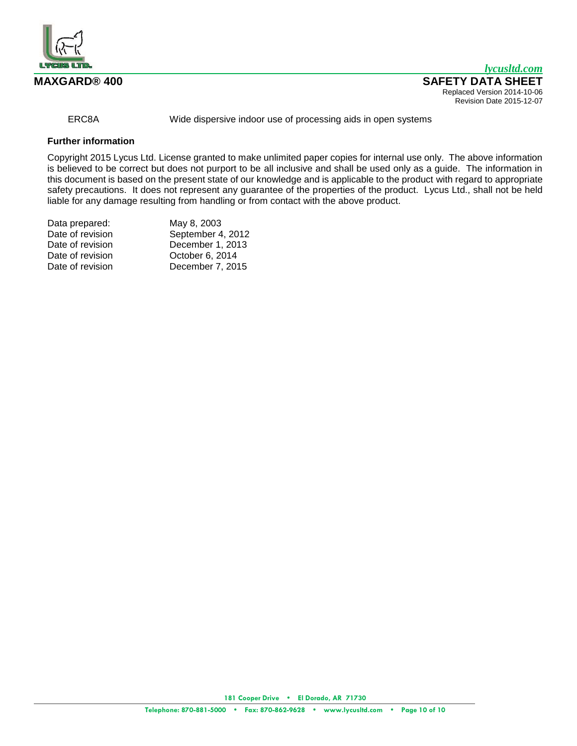| | |
|---|---|
| ERC8A | Wide dispersive indoor use of processing aids in open systems |

**Further information**

Copyright 2015 Lycus Ltd. License granted to make unlimited paper copies for internal use only. The above information is believed to be correct but does not purport to be all inclusive and shall be used only as a guide. The information in this document is based on the present state of our knowledge and is applicable to the product with regard to appropriate safety precautions. It does not represent any guarantee of the properties of the product. Lycus Ltd., shall not be held liable for any damage resulting from handling or from contact with the above product.

| | |
|---|---|
| Data prepared: | May 8, 2003 |
| Date of revision | September 4, 2012 |
| Date of revision | December 1, 2013 |
| Date of revision | October 6, 2014 |
| Date of revision | December 7, 2015 |